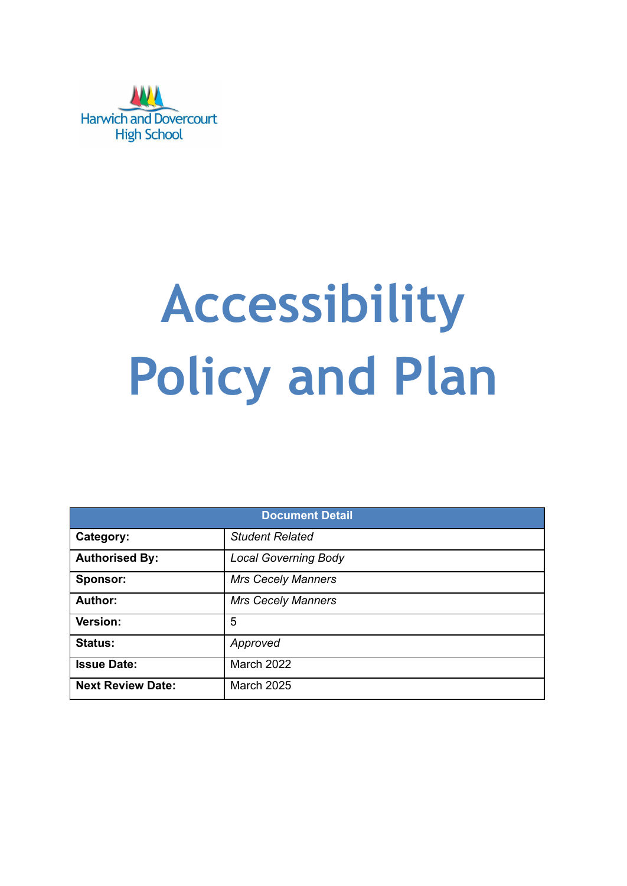Harwich and Dovercourt High School

# Accessibility Policy and Plan

| Document Detail | |
|---|---|
| **Category:** | *Student Related* |
| **Authorised By:** | *Local Governing Body* |
| **Sponsor:** | *Mrs Cecely Manners* |
| **Author:** | *Mrs Cecely Manners* |
| **Version:** | 5 |
| **Status:** | *Approved* |
| **Issue Date:** | March 2022 |
| **Next Review Date:** | March 2025 |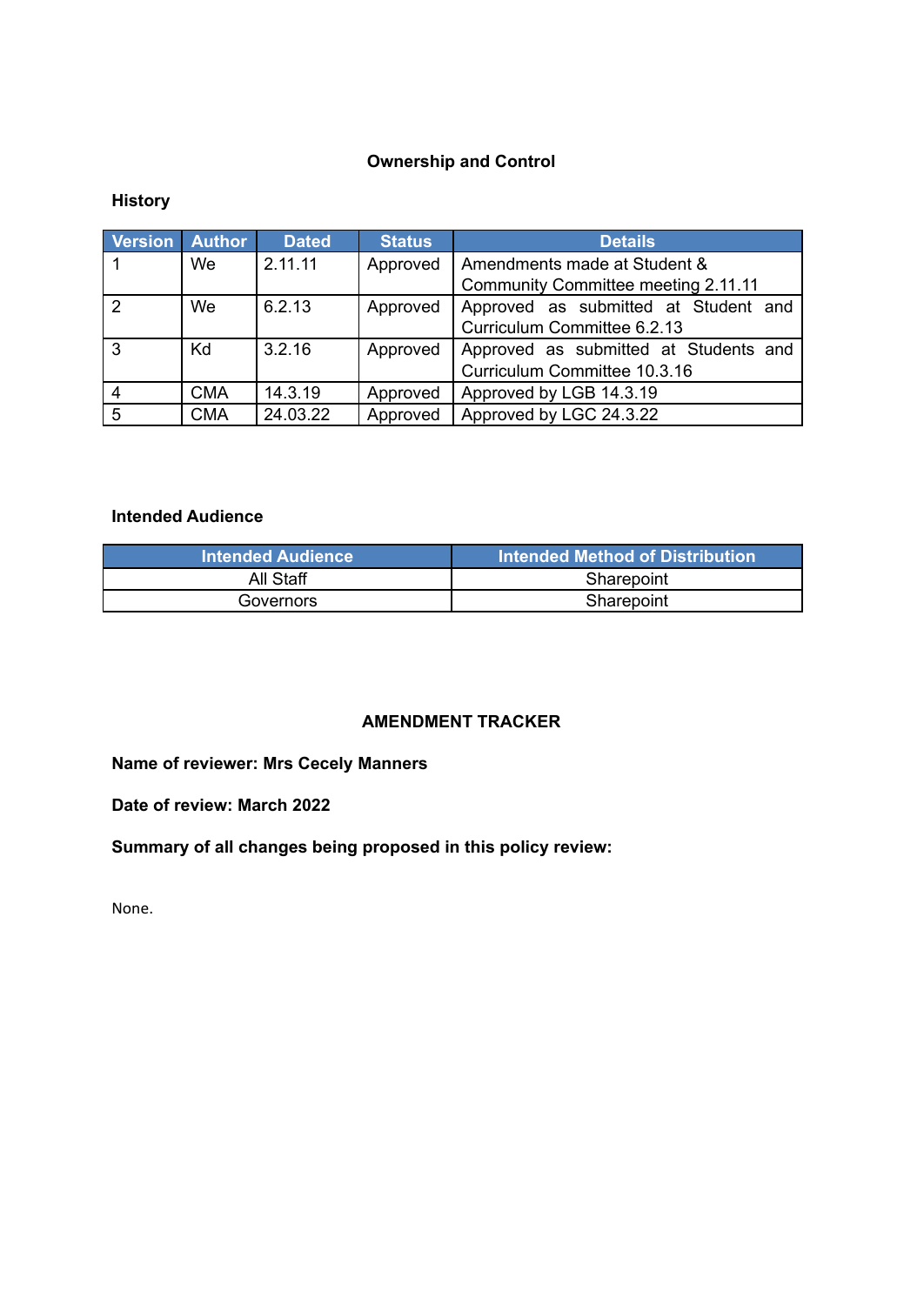## Ownership and Control

### History

| Version | Author | Dated | Status | Details |
| --- | --- | --- | --- | --- |
| 1 | We | 2.11.11 | Approved | Amendments made at Student & Community Committee meeting 2.11.11 |
| 2 | We | 6.2.13 | Approved | Approved as submitted at Student and Curriculum Committee 6.2.13 |
| 3 | Kd | 3.2.16 | Approved | Approved as submitted at Students and Curriculum Committee 10.3.16 |
| 4 | CMA | 14.3.19 | Approved | Approved by LGB 14.3.19 |
| 5 | CMA | 24.03.22 | Approved | Approved by LGC 24.3.22 |

### Intended Audience

| Intended Audience | Intended Method of Distribution |
| --- | --- |
| All Staff | Sharepoint |
| Governors | Sharepoint |

## AMENDMENT TRACKER

**Name of reviewer: Mrs Cecely Manners**

**Date of review: March 2022**

**Summary of all changes being proposed in this policy review:**

None.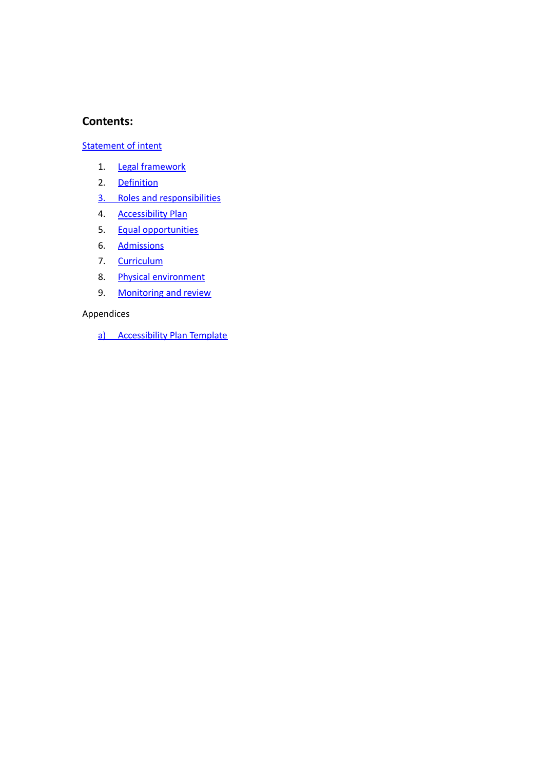## Contents:

Statement of intent

1. Legal framework
2. Definition
3. Roles and responsibilities
4. Accessibility Plan
5. Equal opportunities
6. Admissions
7. Curriculum
8. Physical environment
9. Monitoring and review

Appendices

a) Accessibility Plan Template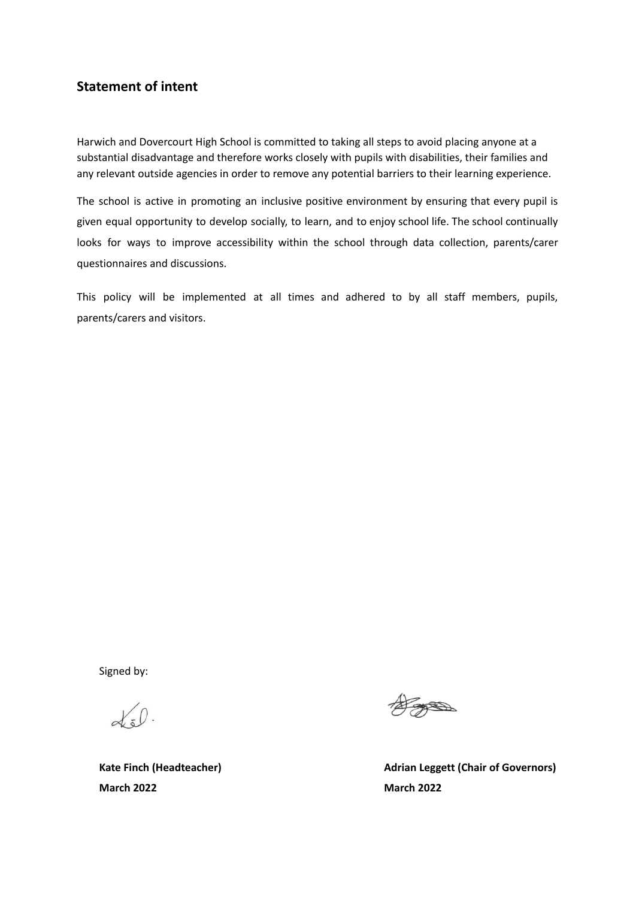## Statement of intent

Harwich and Dovercourt High School is committed to taking all steps to avoid placing anyone at a substantial disadvantage and therefore works closely with pupils with disabilities, their families and any relevant outside agencies in order to remove any potential barriers to their learning experience.

The school is active in promoting an inclusive positive environment by ensuring that every pupil is given equal opportunity to develop socially, to learn, and to enjoy school life. The school continually looks for ways to improve accessibility within the school through data collection, parents/carer questionnaires and discussions.

This policy will be implemented at all times and adhered to by all staff members, pupils, parents/carers and visitors.

Signed by:

**Kate Finch (Headteacher)**
**March 2022**

**Adrian Leggett (Chair of Governors)**
**March 2022**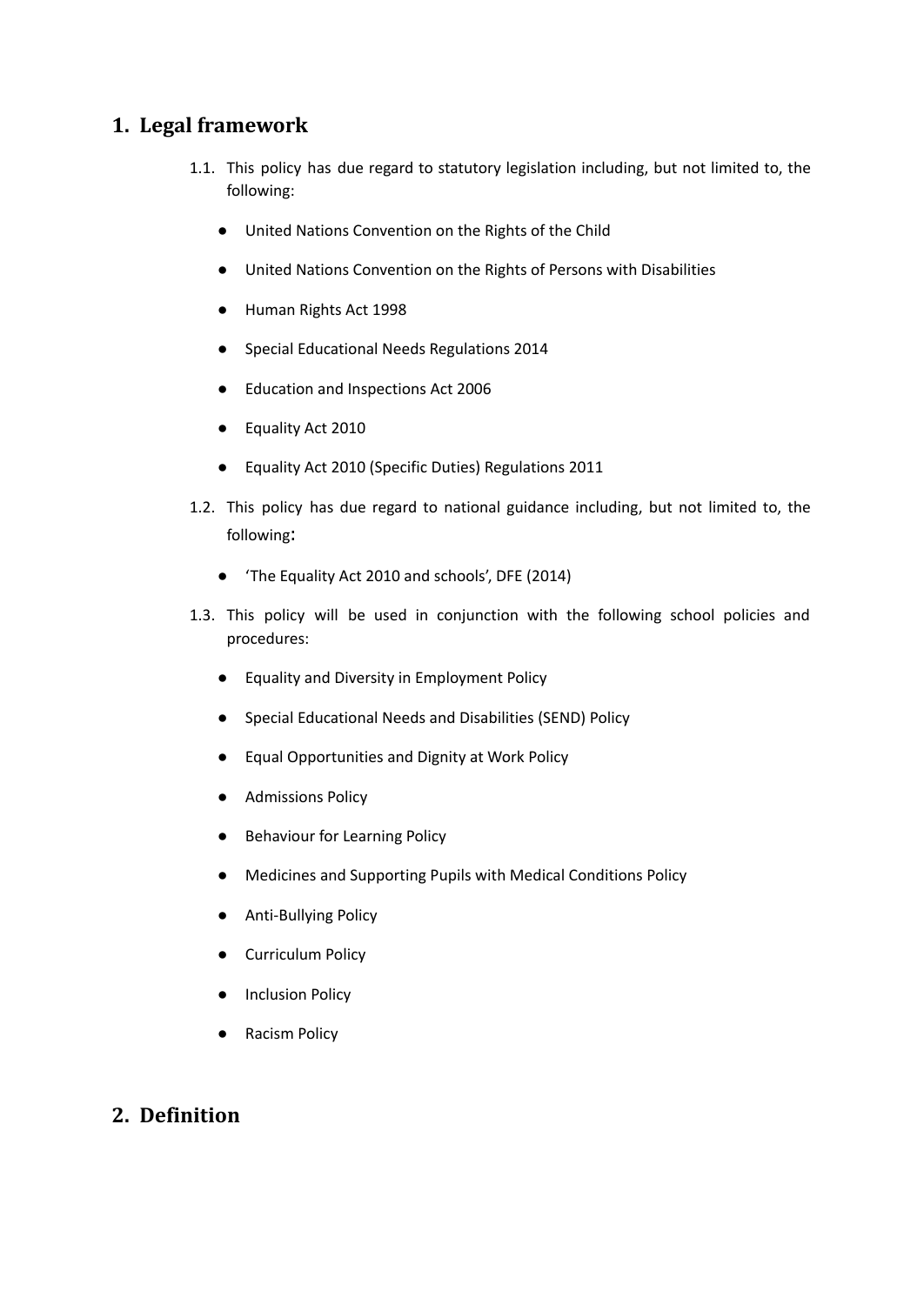## 1. Legal framework

1.1. This policy has due regard to statutory legislation including, but not limited to, the following:

- United Nations Convention on the Rights of the Child
- United Nations Convention on the Rights of Persons with Disabilities
- Human Rights Act 1998
- Special Educational Needs Regulations 2014
- Education and Inspections Act 2006
- Equality Act 2010
- Equality Act 2010 (Specific Duties) Regulations 2011

1.2. This policy has due regard to national guidance including, but not limited to, the following:

- 'The Equality Act 2010 and schools', DFE (2014)

1.3. This policy will be used in conjunction with the following school policies and procedures:

- Equality and Diversity in Employment Policy
- Special Educational Needs and Disabilities (SEND) Policy
- Equal Opportunities and Dignity at Work Policy
- Admissions Policy
- Behaviour for Learning Policy
- Medicines and Supporting Pupils with Medical Conditions Policy
- Anti-Bullying Policy
- Curriculum Policy
- Inclusion Policy
- Racism Policy

## 2. Definition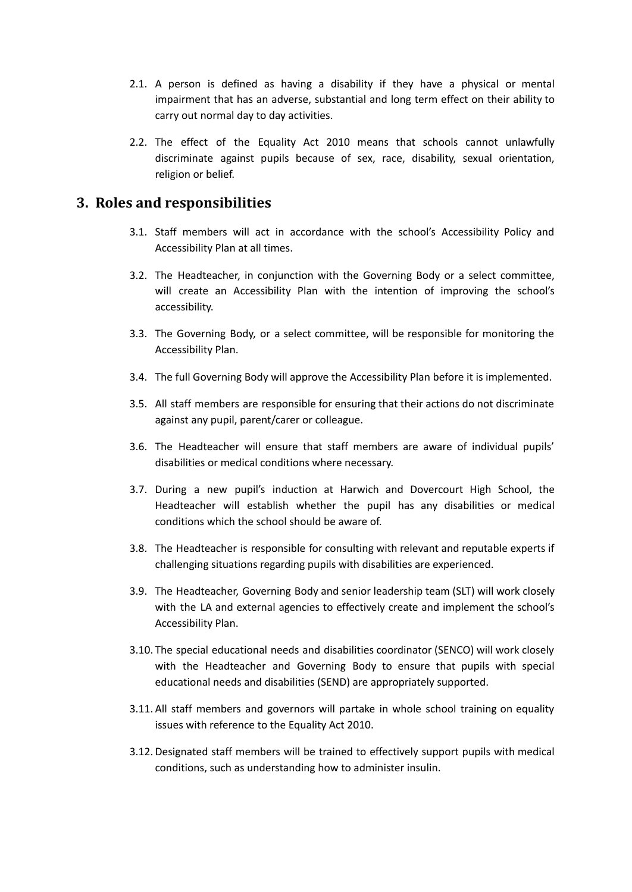2.1. A person is defined as having a disability if they have a physical or mental impairment that has an adverse, substantial and long term effect on their ability to carry out normal day to day activities.

2.2. The effect of the Equality Act 2010 means that schools cannot unlawfully discriminate against pupils because of sex, race, disability, sexual orientation, religion or belief.

## 3. Roles and responsibilities

3.1. Staff members will act in accordance with the school's Accessibility Policy and Accessibility Plan at all times.

3.2. The Headteacher, in conjunction with the Governing Body or a select committee, will create an Accessibility Plan with the intention of improving the school's accessibility.

3.3. The Governing Body, or a select committee, will be responsible for monitoring the Accessibility Plan.

3.4. The full Governing Body will approve the Accessibility Plan before it is implemented.

3.5. All staff members are responsible for ensuring that their actions do not discriminate against any pupil, parent/carer or colleague.

3.6. The Headteacher will ensure that staff members are aware of individual pupils' disabilities or medical conditions where necessary.

3.7. During a new pupil's induction at Harwich and Dovercourt High School, the Headteacher will establish whether the pupil has any disabilities or medical conditions which the school should be aware of.

3.8. The Headteacher is responsible for consulting with relevant and reputable experts if challenging situations regarding pupils with disabilities are experienced.

3.9. The Headteacher, Governing Body and senior leadership team (SLT) will work closely with the LA and external agencies to effectively create and implement the school's Accessibility Plan.

3.10. The special educational needs and disabilities coordinator (SENCO) will work closely with the Headteacher and Governing Body to ensure that pupils with special educational needs and disabilities (SEND) are appropriately supported.

3.11. All staff members and governors will partake in whole school training on equality issues with reference to the Equality Act 2010.

3.12. Designated staff members will be trained to effectively support pupils with medical conditions, such as understanding how to administer insulin.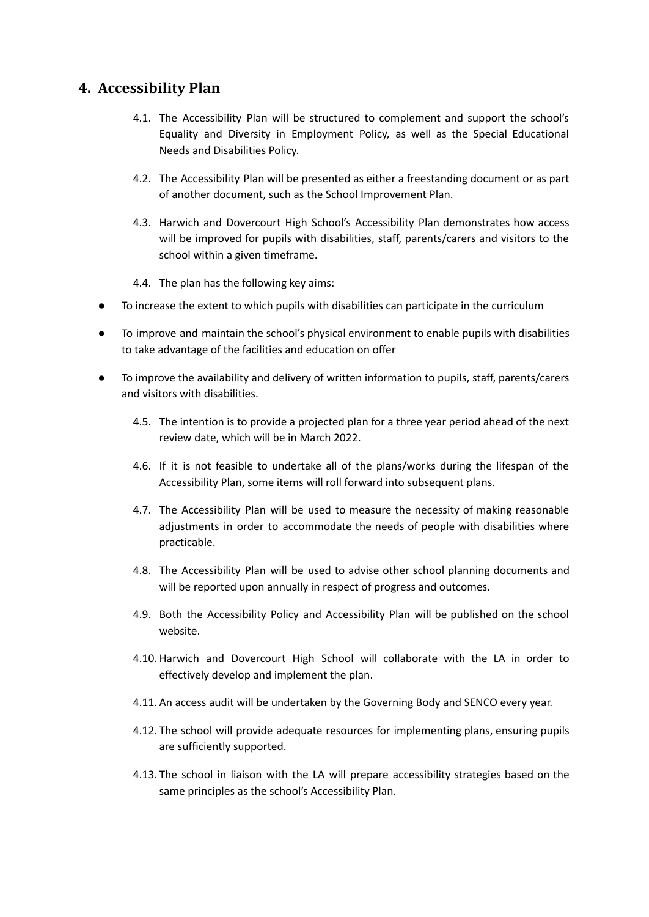## 4. Accessibility Plan

4.1. The Accessibility Plan will be structured to complement and support the school's Equality and Diversity in Employment Policy, as well as the Special Educational Needs and Disabilities Policy.

4.2. The Accessibility Plan will be presented as either a freestanding document or as part of another document, such as the School Improvement Plan.

4.3. Harwich and Dovercourt High School's Accessibility Plan demonstrates how access will be improved for pupils with disabilities, staff, parents/carers and visitors to the school within a given timeframe.

4.4. The plan has the following key aims:

- To increase the extent to which pupils with disabilities can participate in the curriculum
- To improve and maintain the school's physical environment to enable pupils with disabilities to take advantage of the facilities and education on offer
- To improve the availability and delivery of written information to pupils, staff, parents/carers and visitors with disabilities.

4.5. The intention is to provide a projected plan for a three year period ahead of the next review date, which will be in March 2022.

4.6. If it is not feasible to undertake all of the plans/works during the lifespan of the Accessibility Plan, some items will roll forward into subsequent plans.

4.7. The Accessibility Plan will be used to measure the necessity of making reasonable adjustments in order to accommodate the needs of people with disabilities where practicable.

4.8. The Accessibility Plan will be used to advise other school planning documents and will be reported upon annually in respect of progress and outcomes.

4.9. Both the Accessibility Policy and Accessibility Plan will be published on the school website.

4.10. Harwich and Dovercourt High School will collaborate with the LA in order to effectively develop and implement the plan.

4.11. An access audit will be undertaken by the Governing Body and SENCO every year.

4.12. The school will provide adequate resources for implementing plans, ensuring pupils are sufficiently supported.

4.13. The school in liaison with the LA will prepare accessibility strategies based on the same principles as the school's Accessibility Plan.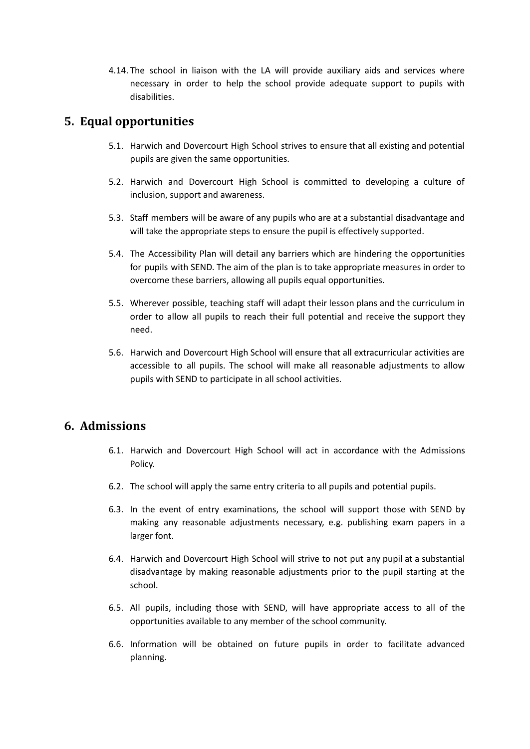4.14. The school in liaison with the LA will provide auxiliary aids and services where necessary in order to help the school provide adequate support to pupils with disabilities.

## 5. Equal opportunities

5.1. Harwich and Dovercourt High School strives to ensure that all existing and potential pupils are given the same opportunities.

5.2. Harwich and Dovercourt High School is committed to developing a culture of inclusion, support and awareness.

5.3. Staff members will be aware of any pupils who are at a substantial disadvantage and will take the appropriate steps to ensure the pupil is effectively supported.

5.4. The Accessibility Plan will detail any barriers which are hindering the opportunities for pupils with SEND. The aim of the plan is to take appropriate measures in order to overcome these barriers, allowing all pupils equal opportunities.

5.5. Wherever possible, teaching staff will adapt their lesson plans and the curriculum in order to allow all pupils to reach their full potential and receive the support they need.

5.6. Harwich and Dovercourt High School will ensure that all extracurricular activities are accessible to all pupils. The school will make all reasonable adjustments to allow pupils with SEND to participate in all school activities.

## 6. Admissions

6.1. Harwich and Dovercourt High School will act in accordance with the Admissions Policy.

6.2. The school will apply the same entry criteria to all pupils and potential pupils.

6.3. In the event of entry examinations, the school will support those with SEND by making any reasonable adjustments necessary, e.g. publishing exam papers in a larger font.

6.4. Harwich and Dovercourt High School will strive to not put any pupil at a substantial disadvantage by making reasonable adjustments prior to the pupil starting at the school.

6.5. All pupils, including those with SEND, will have appropriate access to all of the opportunities available to any member of the school community.

6.6. Information will be obtained on future pupils in order to facilitate advanced planning.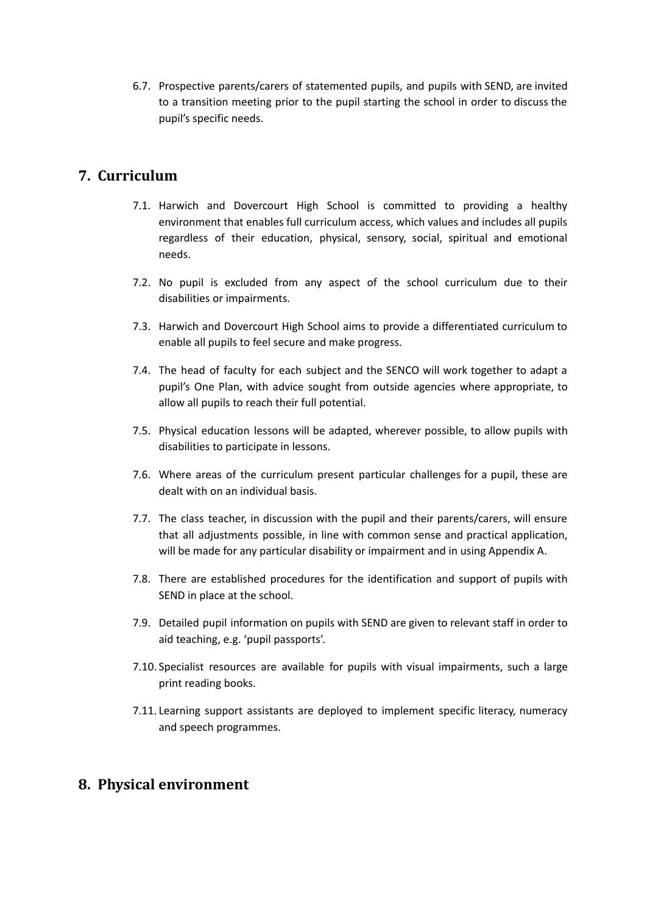6.7. Prospective parents/carers of statemented pupils, and pupils with SEND, are invited to a transition meeting prior to the pupil starting the school in order to discuss the pupil's specific needs.

## 7. Curriculum

7.1. Harwich and Dovercourt High School is committed to providing a healthy environment that enables full curriculum access, which values and includes all pupils regardless of their education, physical, sensory, social, spiritual and emotional needs.

7.2. No pupil is excluded from any aspect of the school curriculum due to their disabilities or impairments.

7.3. Harwich and Dovercourt High School aims to provide a differentiated curriculum to enable all pupils to feel secure and make progress.

7.4. The head of faculty for each subject and the SENCO will work together to adapt a pupil's One Plan, with advice sought from outside agencies where appropriate, to allow all pupils to reach their full potential.

7.5. Physical education lessons will be adapted, wherever possible, to allow pupils with disabilities to participate in lessons.

7.6. Where areas of the curriculum present particular challenges for a pupil, these are dealt with on an individual basis.

7.7. The class teacher, in discussion with the pupil and their parents/carers, will ensure that all adjustments possible, in line with common sense and practical application, will be made for any particular disability or impairment and in using Appendix A.

7.8. There are established procedures for the identification and support of pupils with SEND in place at the school.

7.9. Detailed pupil information on pupils with SEND are given to relevant staff in order to aid teaching, e.g. 'pupil passports'.

7.10. Specialist resources are available for pupils with visual impairments, such a large print reading books.

7.11. Learning support assistants are deployed to implement specific literacy, numeracy and speech programmes.

## 8. Physical environment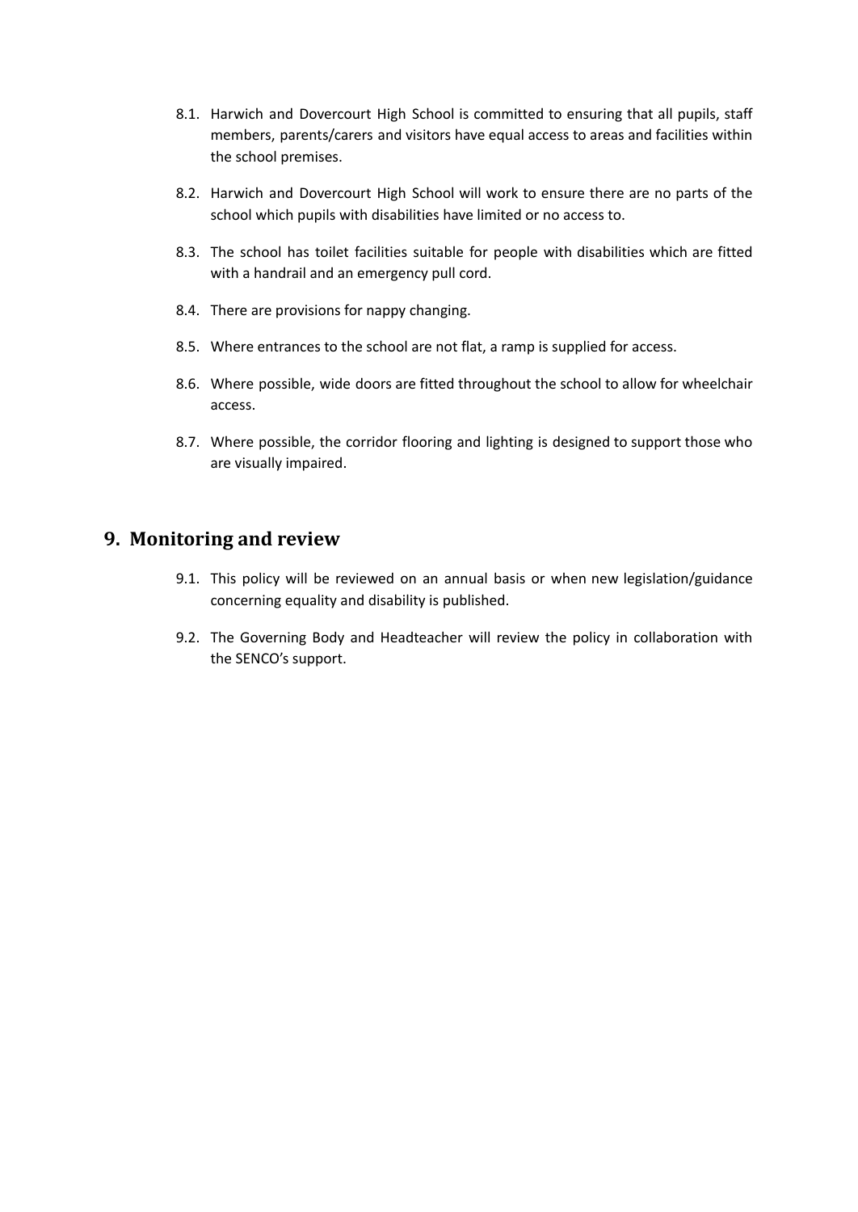8.1. Harwich and Dovercourt High School is committed to ensuring that all pupils, staff members, parents/carers and visitors have equal access to areas and facilities within the school premises.

8.2. Harwich and Dovercourt High School will work to ensure there are no parts of the school which pupils with disabilities have limited or no access to.

8.3. The school has toilet facilities suitable for people with disabilities which are fitted with a handrail and an emergency pull cord.

8.4. There are provisions for nappy changing.

8.5. Where entrances to the school are not flat, a ramp is supplied for access.

8.6. Where possible, wide doors are fitted throughout the school to allow for wheelchair access.

8.7. Where possible, the corridor flooring and lighting is designed to support those who are visually impaired.

## 9. Monitoring and review

9.1. This policy will be reviewed on an annual basis or when new legislation/guidance concerning equality and disability is published.

9.2. The Governing Body and Headteacher will review the policy in collaboration with the SENCO's support.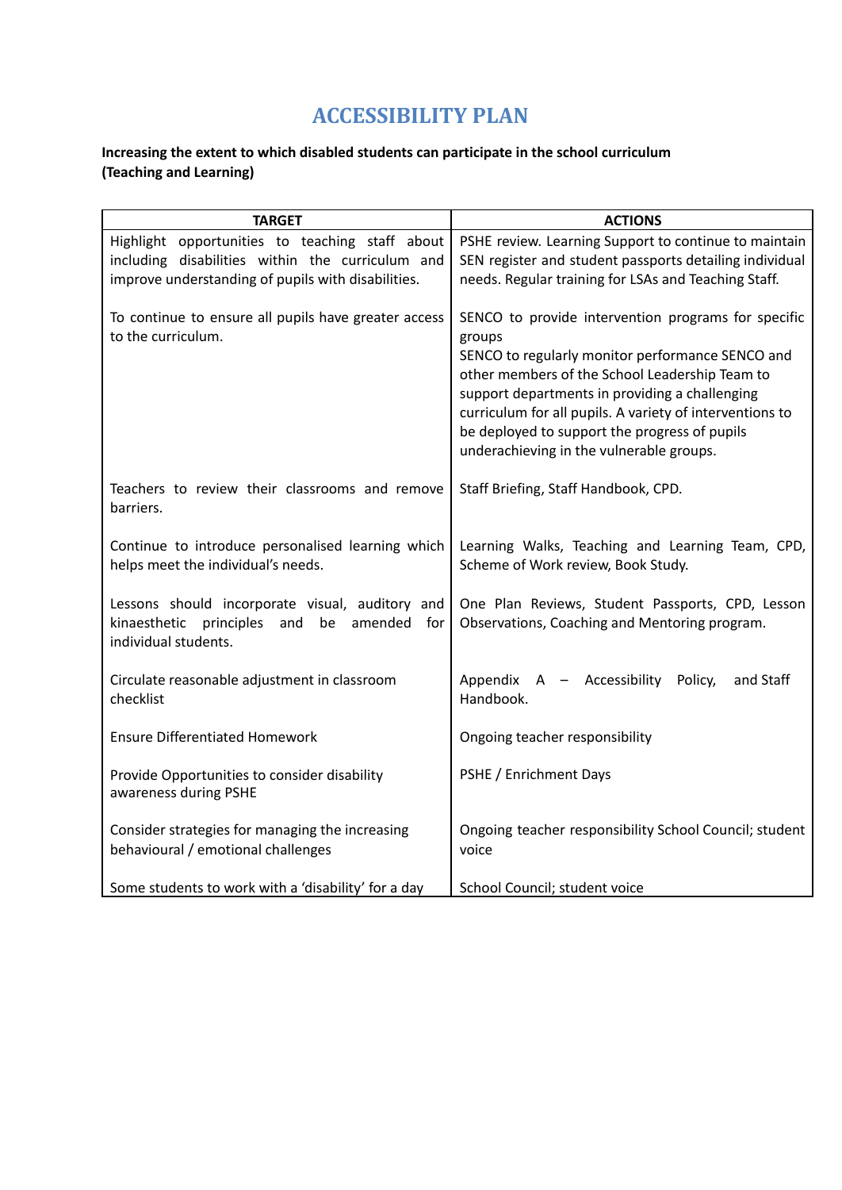# ACCESSIBILITY PLAN

**Increasing the extent to which disabled students can participate in the school curriculum (Teaching and Learning)**

| TARGET | ACTIONS |
|---|---|
| Highlight opportunities to teaching staff about including disabilities within the curriculum and improve understanding of pupils with disabilities. | PSHE review. Learning Support to continue to maintain SEN register and student passports detailing individual needs. Regular training for LSAs and Teaching Staff. |
| To continue to ensure all pupils have greater access to the curriculum. | SENCO to provide intervention programs for specific groups SENCO to regularly monitor performance SENCO and other members of the School Leadership Team to support departments in providing a challenging curriculum for all pupils. A variety of interventions to be deployed to support the progress of pupils underachieving in the vulnerable groups. |
| Teachers to review their classrooms and remove barriers. | Staff Briefing, Staff Handbook, CPD. |
| Continue to introduce personalised learning which helps meet the individual's needs. | Learning Walks, Teaching and Learning Team, CPD, Scheme of Work review, Book Study. |
| Lessons should incorporate visual, auditory and kinaesthetic principles and be amended for individual students. | One Plan Reviews, Student Passports, CPD, Lesson Observations, Coaching and Mentoring program. |
| Circulate reasonable adjustment in classroom checklist | Appendix A – Accessibility Policy, and Staff Handbook. |
| Ensure Differentiated Homework | Ongoing teacher responsibility |
| Provide Opportunities to consider disability awareness during PSHE | PSHE / Enrichment Days |
| Consider strategies for managing the increasing behavioural / emotional challenges | Ongoing teacher responsibility School Council; student voice |
| Some students to work with a 'disability' for a day | School Council; student voice |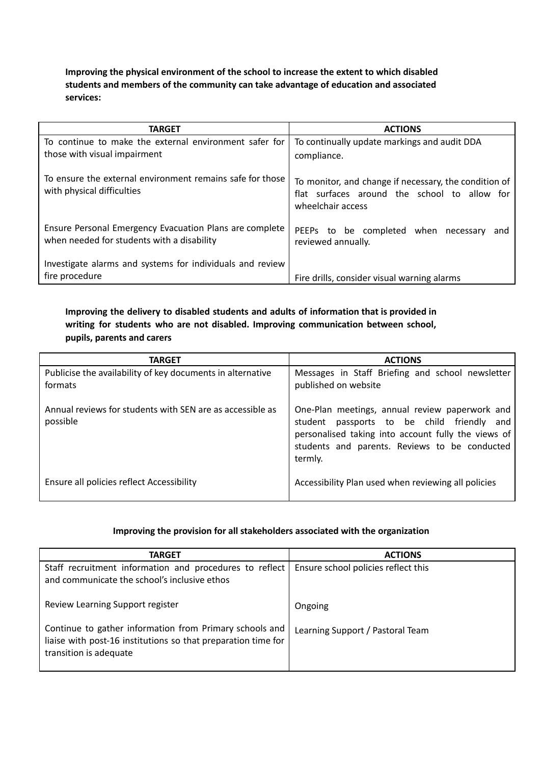**Improving the physical environment of the school to increase the extent to which disabled students and members of the community can take advantage of education and associated services:**

| TARGET | ACTIONS |
|---|---|
| To continue to make the external environment safer for those with visual impairment | To continually update markings and audit DDA compliance. |
| To ensure the external environment remains safe for those with physical difficulties | To monitor, and change if necessary, the condition of flat surfaces around the school to allow for wheelchair access |
| Ensure Personal Emergency Evacuation Plans are complete when needed for students with a disability | PEEPs to be completed when necessary and reviewed annually. |
| Investigate alarms and systems for individuals and review fire procedure | Fire drills, consider visual warning alarms |

**Improving the delivery to disabled students and adults of information that is provided in writing for students who are not disabled. Improving communication between school, pupils, parents and carers**

| TARGET | ACTIONS |
|---|---|
| Publicise the availability of key documents in alternative formats | Messages in Staff Briefing and school newsletter published on website |
| Annual reviews for students with SEN are as accessible as possible | One-Plan meetings, annual review paperwork and student passports to be child friendly and personalised taking into account fully the views of students and parents. Reviews to be conducted termly. |
| Ensure all policies reflect Accessibility | Accessibility Plan used when reviewing all policies |

**Improving the provision for all stakeholders associated with the organization**

| TARGET | ACTIONS |
|---|---|
| Staff recruitment information and procedures to reflect and communicate the school's inclusive ethos | Ensure school policies reflect this |
| Review Learning Support register | Ongoing |
| Continue to gather information from Primary schools and liaise with post-16 institutions so that preparation time for transition is adequate | Learning Support / Pastoral Team |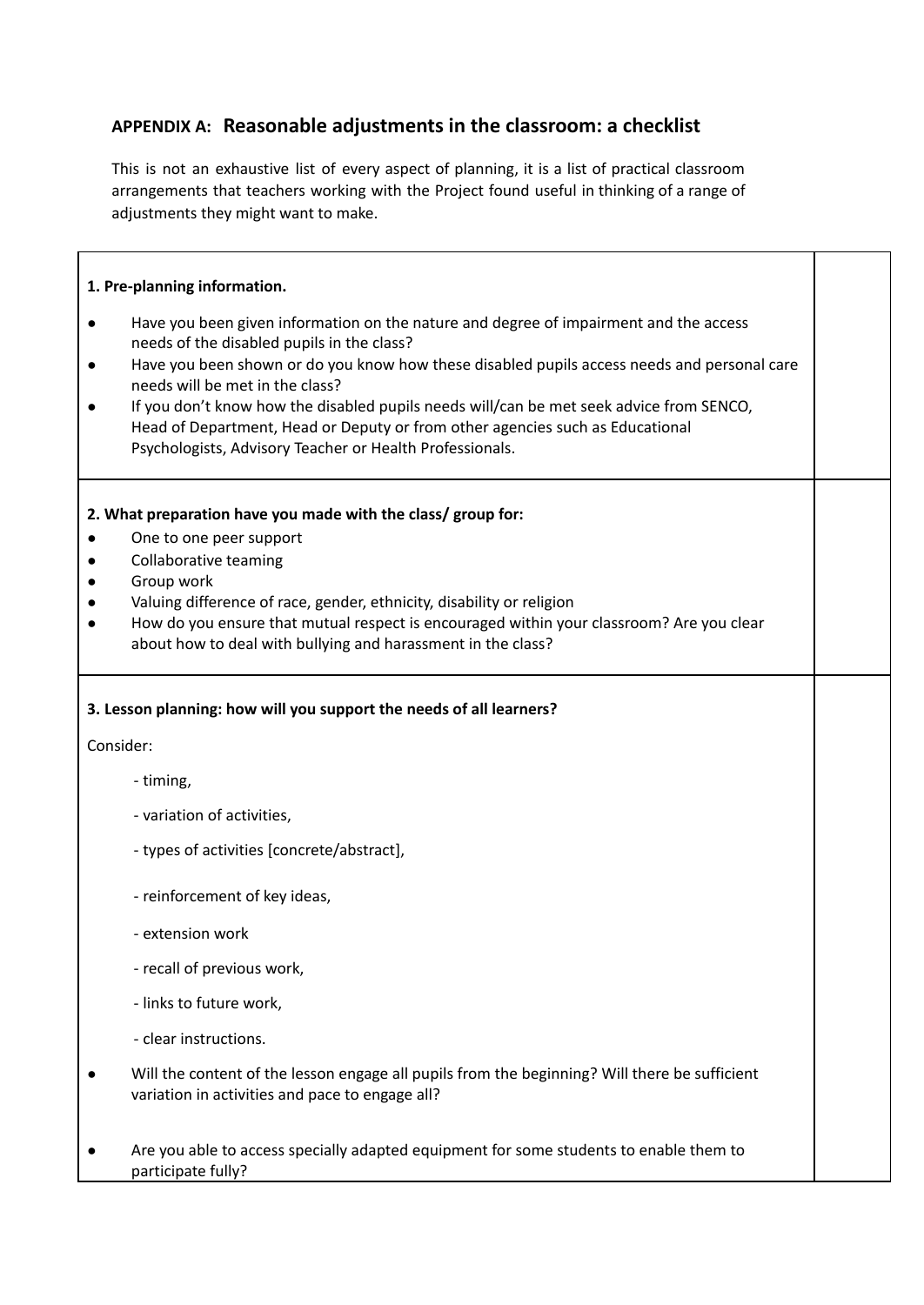## APPENDIX A: Reasonable adjustments in the classroom: a checklist

This is not an exhaustive list of every aspect of planning, it is a list of practical classroom arrangements that teachers working with the Project found useful in thinking of a range of adjustments they might want to make.

| | |
|---|---|
| **1. Pre-planning information.**<br>• Have you been given information on the nature and degree of impairment and the access needs of the disabled pupils in the class?<br>• Have you been shown or do you know how these disabled pupils access needs and personal care needs will be met in the class?<br>• If you don't know how the disabled pupils needs will/can be met seek advice from SENCO, Head of Department, Head or Deputy or from other agencies such as Educational Psychologists, Advisory Teacher or Health Professionals. | |
| **2. What preparation have you made with the class/ group for:**<br>• One to one peer support<br>• Collaborative teaming<br>• Group work<br>• Valuing difference of race, gender, ethnicity, disability or religion<br>• How do you ensure that mutual respect is encouraged within your classroom? Are you clear about how to deal with bullying and harassment in the class? | |
| **3. Lesson planning: how will you support the needs of all learners?**<br>Consider:<br>- timing,<br>- variation of activities,<br>- types of activities [concrete/abstract],<br>- reinforcement of key ideas,<br>- extension work<br>- recall of previous work,<br>- links to future work,<br>- clear instructions.<br>• Will the content of the lesson engage all pupils from the beginning? Will there be sufficient variation in activities and pace to engage all?<br>• Are you able to access specially adapted equipment for some students to enable them to participate fully? | |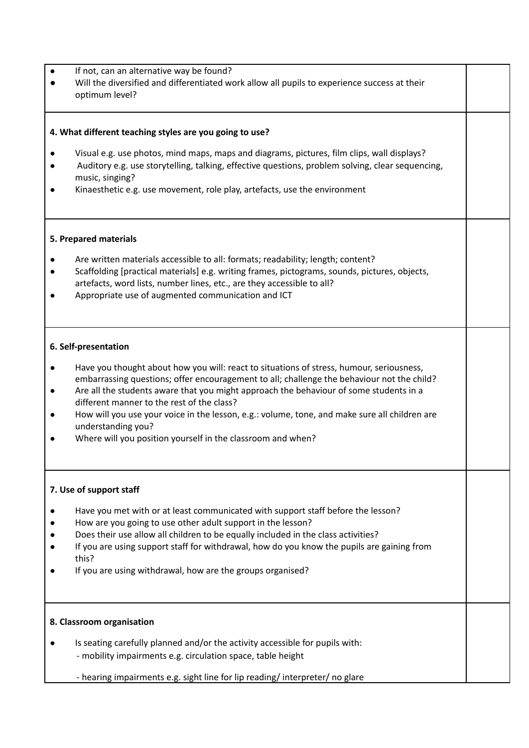| | |
|---|---|
| • If not, can an alternative way be found?<br>• Will the diversified and differentiated work allow all pupils to experience success at their optimum level? | |
| **4. What different teaching styles are you going to use?**<br>• Visual e.g. use photos, mind maps, maps and diagrams, pictures, film clips, wall displays?<br>• Auditory e.g. use storytelling, talking, effective questions, problem solving, clear sequencing, music, singing?<br>• Kinaesthetic e.g. use movement, role play, artefacts, use the environment | |
| **5. Prepared materials**<br>• Are written materials accessible to all: formats; readability; length; content?<br>• Scaffolding [practical materials] e.g. writing frames, pictograms, sounds, pictures, objects, artefacts, word lists, number lines, etc., are they accessible to all?<br>• Appropriate use of augmented communication and ICT | |
| **6. Self-presentation**<br>• Have you thought about how you will: react to situations of stress, humour, seriousness, embarrassing questions; offer encouragement to all; challenge the behaviour not the child?<br>• Are all the students aware that you might approach the behaviour of some students in a different manner to the rest of the class?<br>• How will you use your voice in the lesson, e.g.: volume, tone, and make sure all children are understanding you?<br>• Where will you position yourself in the classroom and when? | |
| **7. Use of support staff**<br>• Have you met with or at least communicated with support staff before the lesson?<br>• How are you going to use other adult support in the lesson?<br>• Does their use allow all children to be equally included in the class activities?<br>• If you are using support staff for withdrawal, how do you know the pupils are gaining from this?<br>• If you are using withdrawal, how are the groups organised? | |
| **8. Classroom organisation**<br>• Is seating carefully planned and/or the activity accessible for pupils with:<br>- mobility impairments e.g. circulation space, table height<br>- hearing impairments e.g. sight line for lip reading/ interpreter/ no glare | |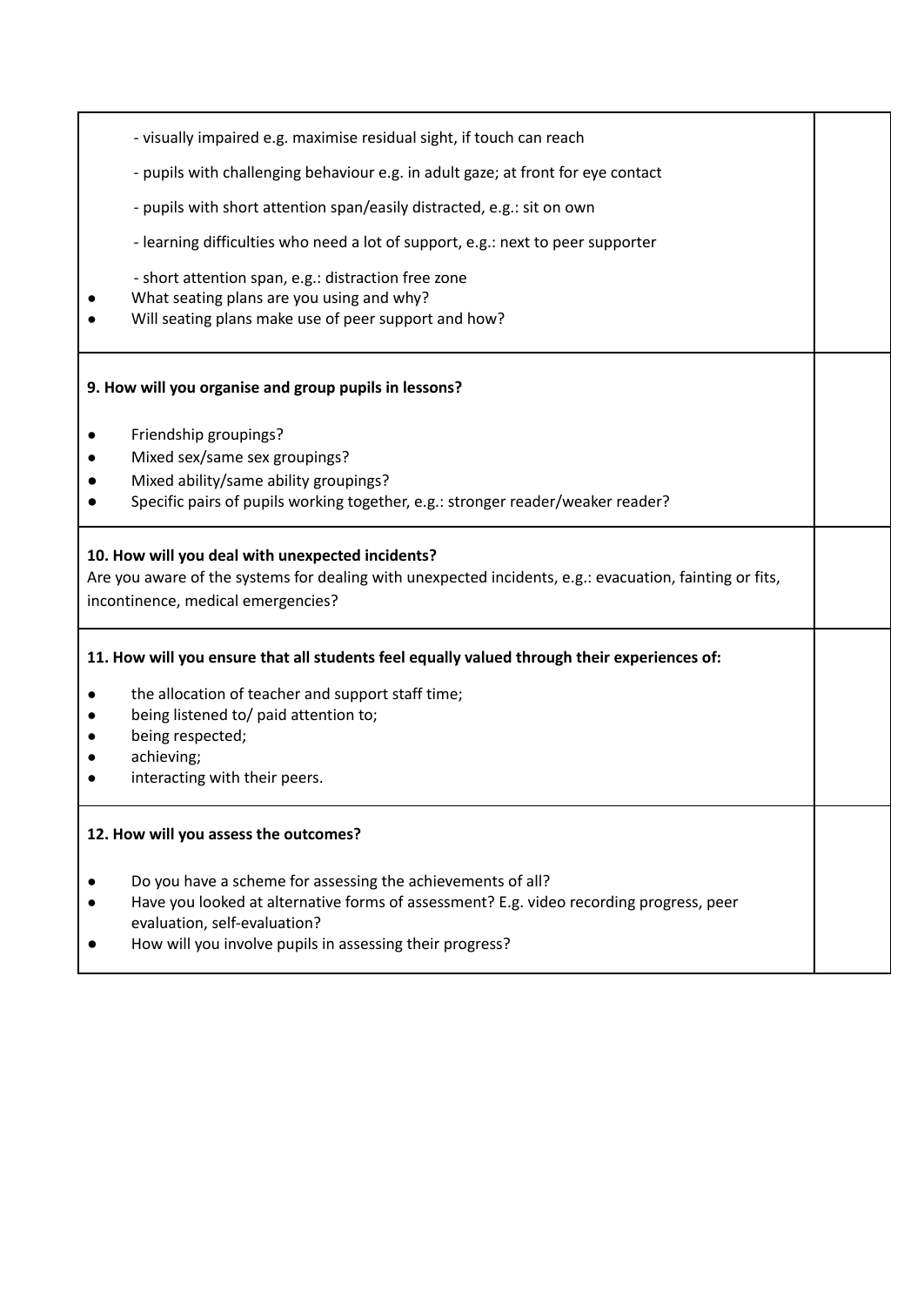| | |
|---|---|
| - visually impaired e.g. maximise residual sight, if touch can reach<br><br>- pupils with challenging behaviour e.g. in adult gaze; at front for eye contact<br><br>- pupils with short attention span/easily distracted, e.g.: sit on own<br><br>- learning difficulties who need a lot of support, e.g.: next to peer supporter<br><br>- short attention span, e.g.: distraction free zone<br>● What seating plans are you using and why?<br>● Will seating plans make use of peer support and how? | |
| **9. How will you organise and group pupils in lessons?**<br><br>● Friendship groupings?<br>● Mixed sex/same sex groupings?<br>● Mixed ability/same ability groupings?<br>● Specific pairs of pupils working together, e.g.: stronger reader/weaker reader? | |
| **10. How will you deal with unexpected incidents?**<br>Are you aware of the systems for dealing with unexpected incidents, e.g.: evacuation, fainting or fits, incontinence, medical emergencies? | |
| **11. How will you ensure that all students feel equally valued through their experiences of:**<br><br>● the allocation of teacher and support staff time;<br>● being listened to/ paid attention to;<br>● being respected;<br>● achieving;<br>● interacting with their peers. | |
| **12. How will you assess the outcomes?**<br><br>● Do you have a scheme for assessing the achievements of all?<br>● Have you looked at alternative forms of assessment? E.g. video recording progress, peer evaluation, self-evaluation?<br>● How will you involve pupils in assessing their progress? | |